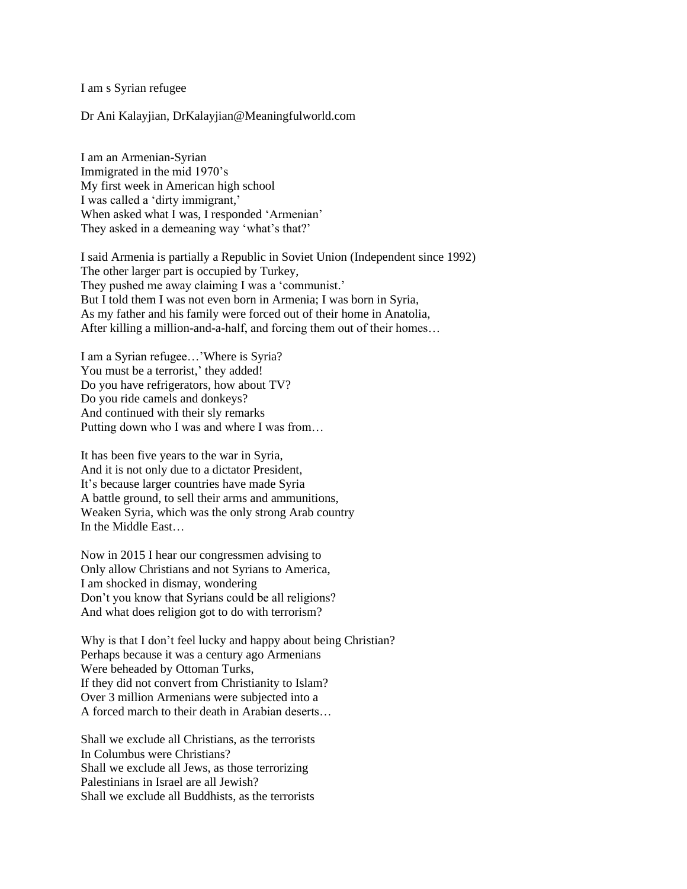I am s Syrian refugee

Dr Ani Kalayjian, DrKalayjian@Meaningfulworld.com

I am an Armenian-Syrian  
Immigrated in the mid 1970's  
My first week in American high school  
I was called a 'dirty immigrant,'  
When asked what I was, I responded 'Armenian'  
They asked in a demeaning way 'what's that?'

I said Armenia is partially a Republic in Soviet Union (Independent since 1992)  
The other larger part is occupied by Turkey,  
They pushed me away claiming I was a 'communist.'  
But I told them I was not even born in Armenia; I was born in Syria,  
As my father and his family were forced out of their home in Anatolia,  
After killing a million-and-a-half, and forcing them out of their homes…

I am a Syrian refugee…'Where is Syria?  
You must be a terrorist,' they added!  
Do you have refrigerators, how about TV?  
Do you ride camels and donkeys?  
And continued with their sly remarks  
Putting down who I was and where I was from…

It has been five years to the war in Syria,  
And it is not only due to a dictator President,  
It's because larger countries have made Syria  
A battle ground, to sell their arms and ammunitions,  
Weaken Syria, which was the only strong Arab country  
In the Middle East…

Now in 2015 I hear our congressmen advising to  
Only allow Christians and not Syrians to America,  
I am shocked in dismay, wondering  
Don't you know that Syrians could be all religions?  
And what does religion got to do with terrorism?

Why is that I don't feel lucky and happy about being Christian?  
Perhaps because it was a century ago Armenians  
Were beheaded by Ottoman Turks,  
If they did not convert from Christianity to Islam?  
Over 3 million Armenians were subjected into a  
A forced march to their death in Arabian deserts…

Shall we exclude all Christians, as the terrorists  
In Columbus were Christians?  
Shall we exclude all Jews, as those terrorizing  
Palestinians in Israel are all Jewish?  
Shall we exclude all Buddhists, as the terrorists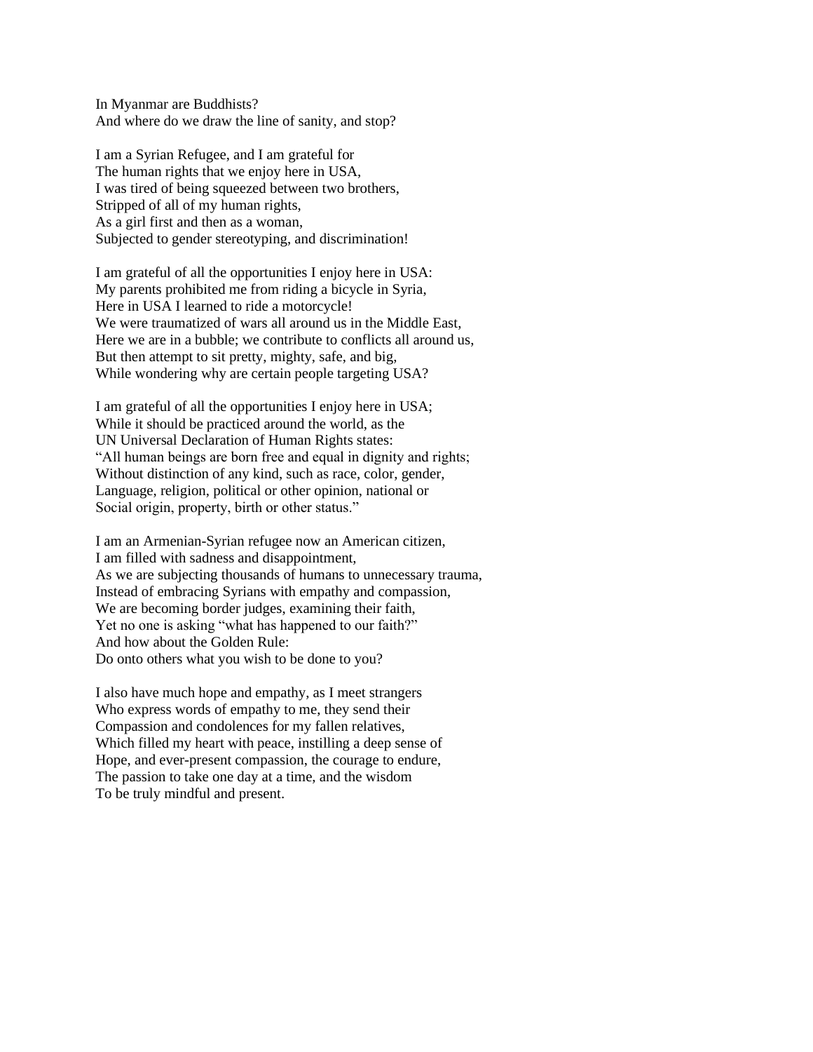In Myanmar are Buddhists?
And where do we draw the line of sanity, and stop?

I am a Syrian Refugee, and I am grateful for
The human rights that we enjoy here in USA,
I was tired of being squeezed between two brothers,
Stripped of all of my human rights,
As a girl first and then as a woman,
Subjected to gender stereotyping, and discrimination!

I am grateful of all the opportunities I enjoy here in USA:
My parents prohibited me from riding a bicycle in Syria,
Here in USA I learned to ride a motorcycle!
We were traumatized of wars all around us in the Middle East,
Here we are in a bubble; we contribute to conflicts all around us,
But then attempt to sit pretty, mighty, safe, and big,
While wondering why are certain people targeting USA?

I am grateful of all the opportunities I enjoy here in USA;
While it should be practiced around the world, as the
UN Universal Declaration of Human Rights states:
"All human beings are born free and equal in dignity and rights;
Without distinction of any kind, such as race, color, gender,
Language, religion, political or other opinion, national or
Social origin, property, birth or other status."

I am an Armenian-Syrian refugee now an American citizen,
I am filled with sadness and disappointment,
As we are subjecting thousands of humans to unnecessary trauma,
Instead of embracing Syrians with empathy and compassion,
We are becoming border judges, examining their faith,
Yet no one is asking "what has happened to our faith?"
And how about the Golden Rule:
Do onto others what you wish to be done to you?

I also have much hope and empathy, as I meet strangers
Who express words of empathy to me, they send their
Compassion and condolences for my fallen relatives,
Which filled my heart with peace, instilling a deep sense of
Hope, and ever-present compassion, the courage to endure,
The passion to take one day at a time, and the wisdom
To be truly mindful and present.